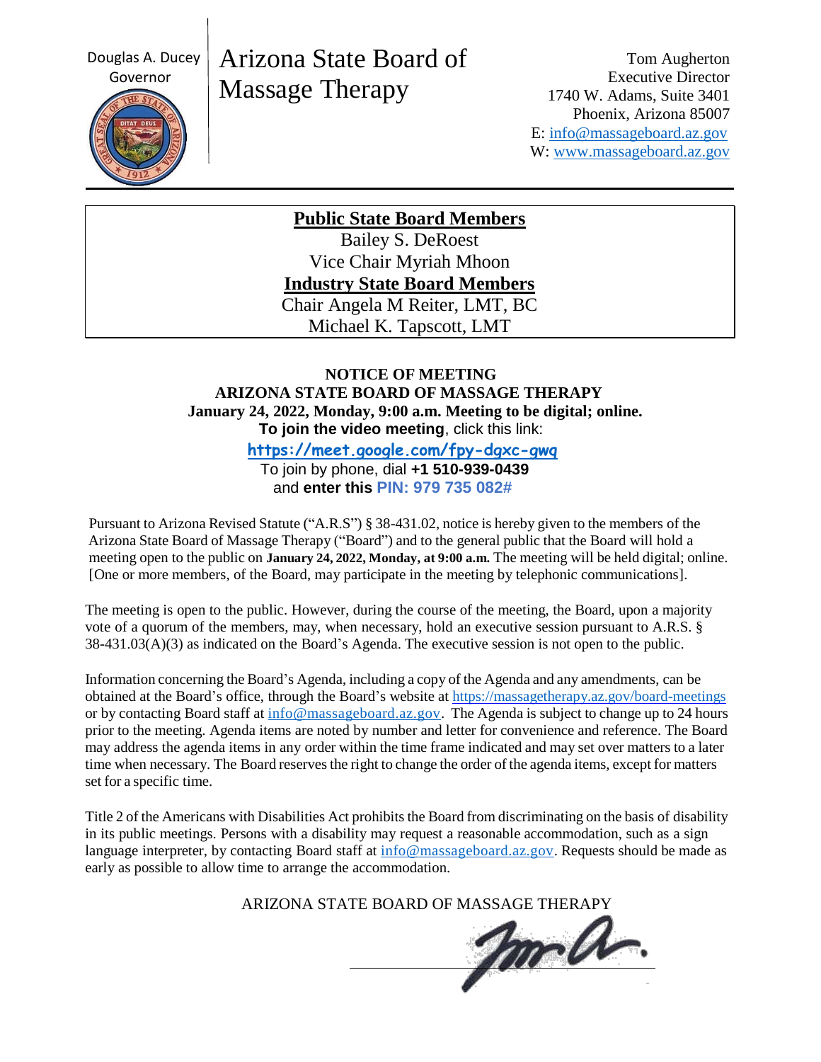Douglas A. Ducey
Governor

# Arizona State Board of Massage Therapy

Tom Augherton
Executive Director
1740 W. Adams, Suite 3401
Phoenix, Arizona 85007
E: info@massageboard.az.gov
W: www.massageboard.az.gov

**Public State Board Members**

Bailey S. DeRoest
Vice Chair Myriah Mhoon

**Industry State Board Members**

Chair Angela M Reiter, LMT, BC
Michael K. Tapscott, LMT

**NOTICE OF MEETING**
**ARIZONA STATE BOARD OF MASSAGE THERAPY**
**January 24, 2022, Monday, 9:00 a.m. Meeting to be digital; online.**

**To join the video meeting**, click this link:

**https://meet.google.com/fpy-dgxc-gwq**

To join by phone, dial **+1 510-939-0439** and **enter this PIN: 979 735 082#**

Pursuant to Arizona Revised Statute ("A.R.S") § 38-431.02, notice is hereby given to the members of the Arizona State Board of Massage Therapy ("Board") and to the general public that the Board will hold a meeting open to the public on **January 24, 2022, Monday, at 9:00 a.m.** The meeting will be held digital; online. [One or more members, of the Board, may participate in the meeting by telephonic communications].

The meeting is open to the public. However, during the course of the meeting, the Board, upon a majority vote of a quorum of the members, may, when necessary, hold an executive session pursuant to A.R.S. § 38-431.03(A)(3) as indicated on the Board's Agenda. The executive session is not open to the public.

Information concerning the Board's Agenda, including a copy of the Agenda and any amendments, can be obtained at the Board's office, through the Board's website at https://massagetherapy.az.gov/board-meetings or by contacting Board staff at info@massageboard.az.gov. The Agenda is subject to change up to 24 hours prior to the meeting. Agenda items are noted by number and letter for convenience and reference. The Board may address the agenda items in any order within the time frame indicated and may set over matters to a later time when necessary. The Board reserves the right to change the order of the agenda items, except for matters set for a specific time.

Title 2 of the Americans with Disabilities Act prohibits the Board from discriminating on the basis of disability in its public meetings. Persons with a disability may request a reasonable accommodation, such as a sign language interpreter, by contacting Board staff at info@massageboard.az.gov. Requests should be made as early as possible to allow time to arrange the accommodation.

ARIZONA STATE BOARD OF MASSAGE THERAPY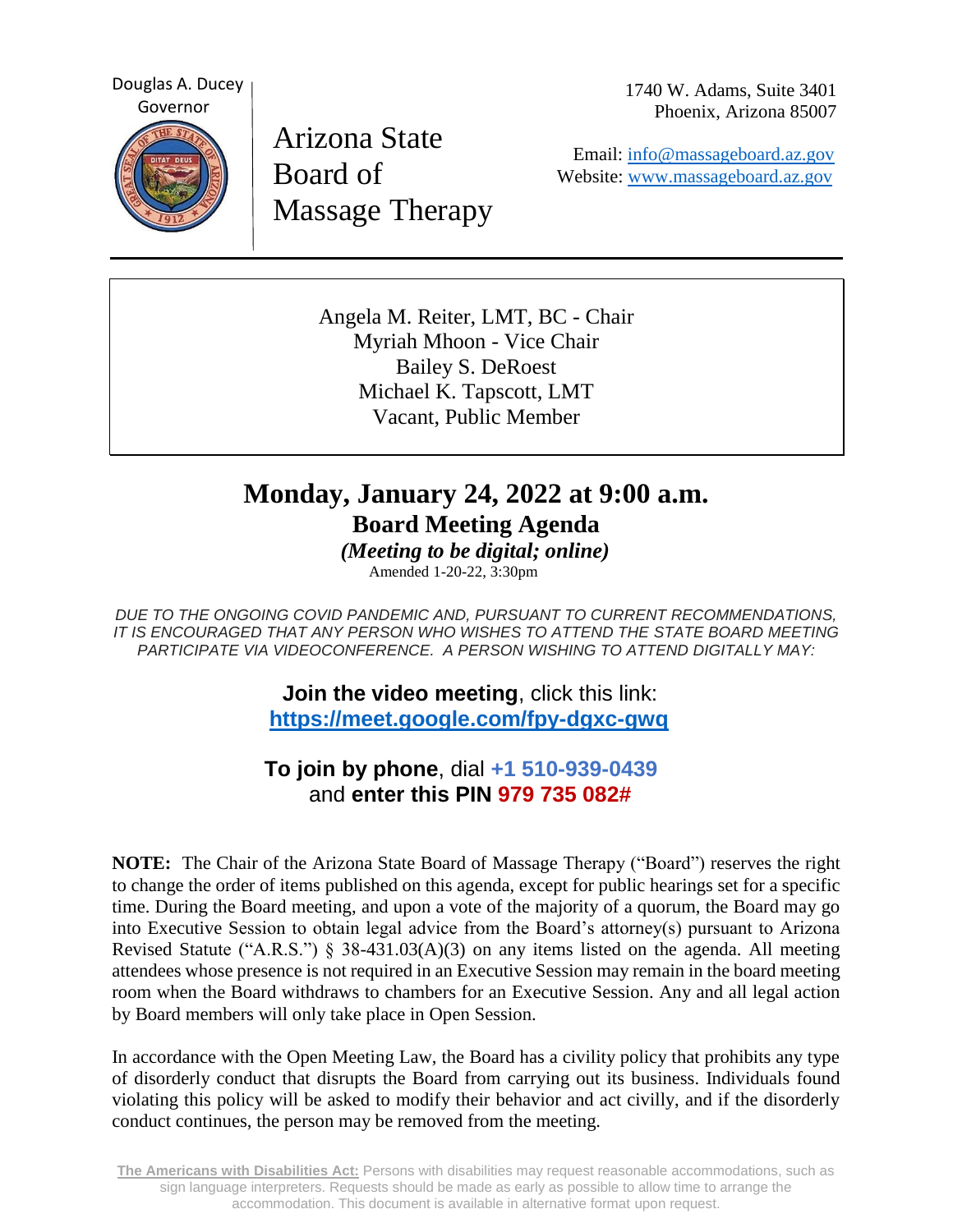Douglas A. Ducey
Governor

Arizona State Board of Massage Therapy

1740 W. Adams, Suite 3401
Phoenix, Arizona 85007

Email: info@massageboard.az.gov
Website: www.massageboard.az.gov

---

Angela M. Reiter, LMT, BC - Chair
Myriah Mhoon - Vice Chair
Bailey S. DeRoest
Michael K. Tapscott, LMT
Vacant, Public Member

# Monday, January 24, 2022 at 9:00 a.m.

## Board Meeting Agenda

***(Meeting to be digital; online)***

Amended 1-20-22, 3:30pm

*DUE TO THE ONGOING COVID PANDEMIC AND, PURSUANT TO CURRENT RECOMMENDATIONS, IT IS ENCOURAGED THAT ANY PERSON WHO WISHES TO ATTEND THE STATE BOARD MEETING PARTICIPATE VIA VIDEOCONFERENCE. A PERSON WISHING TO ATTEND DIGITALLY MAY:*

**Join the video meeting**, click this link:
**https://meet.google.com/fpy-dgxc-gwq**

**To join by phone**, dial **+1 510-939-0439**
and **enter this PIN 979 735 082#**

**NOTE:** The Chair of the Arizona State Board of Massage Therapy ("Board") reserves the right to change the order of items published on this agenda, except for public hearings set for a specific time. During the Board meeting, and upon a vote of the majority of a quorum, the Board may go into Executive Session to obtain legal advice from the Board's attorney(s) pursuant to Arizona Revised Statute ("A.R.S.") § 38-431.03(A)(3) on any items listed on the agenda. All meeting attendees whose presence is not required in an Executive Session may remain in the board meeting room when the Board withdraws to chambers for an Executive Session. Any and all legal action by Board members will only take place in Open Session.

In accordance with the Open Meeting Law, the Board has a civility policy that prohibits any type of disorderly conduct that disrupts the Board from carrying out its business. Individuals found violating this policy will be asked to modify their behavior and act civilly, and if the disorderly conduct continues, the person may be removed from the meeting.

**The Americans with Disabilities Act:** Persons with disabilities may request reasonable accommodations, such as sign language interpreters. Requests should be made as early as possible to allow time to arrange the accommodation. This document is available in alternative format upon request.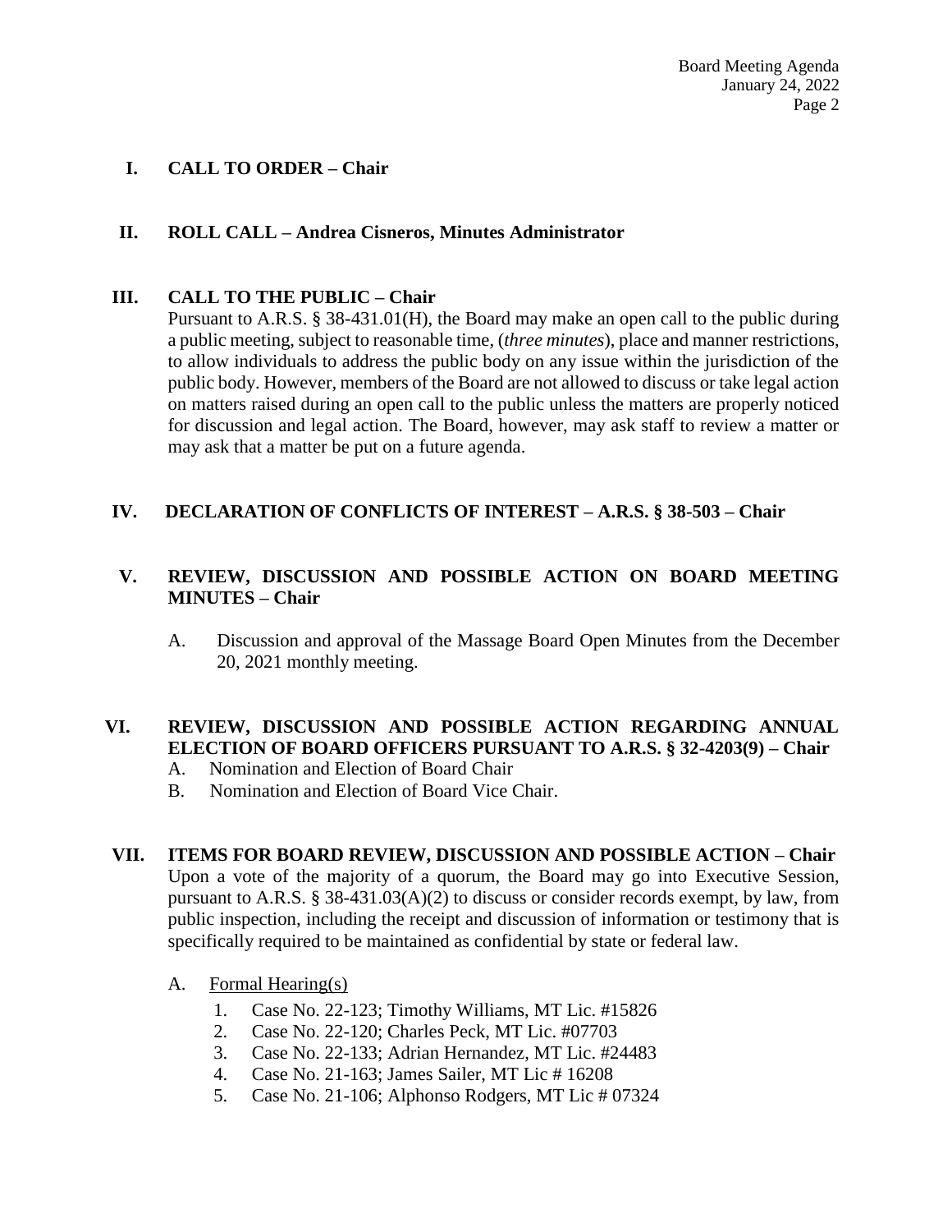## I. CALL TO ORDER – Chair

## II. ROLL CALL – Andrea Cisneros, Minutes Administrator

## III. CALL TO THE PUBLIC – Chair

Pursuant to A.R.S. § 38-431.01(H), the Board may make an open call to the public during a public meeting, subject to reasonable time, (*three minutes*), place and manner restrictions, to allow individuals to address the public body on any issue within the jurisdiction of the public body. However, members of the Board are not allowed to discuss or take legal action on matters raised during an open call to the public unless the matters are properly noticed for discussion and legal action. The Board, however, may ask staff to review a matter or may ask that a matter be put on a future agenda.

## IV. DECLARATION OF CONFLICTS OF INTEREST – A.R.S. § 38-503 – Chair

## V. REVIEW, DISCUSSION AND POSSIBLE ACTION ON BOARD MEETING MINUTES – Chair

A. Discussion and approval of the Massage Board Open Minutes from the December 20, 2021 monthly meeting.

## VI. REVIEW, DISCUSSION AND POSSIBLE ACTION REGARDING ANNUAL ELECTION OF BOARD OFFICERS PURSUANT TO A.R.S. § 32-4203(9) – Chair

A. Nomination and Election of Board Chair
B. Nomination and Election of Board Vice Chair.

## VII. ITEMS FOR BOARD REVIEW, DISCUSSION AND POSSIBLE ACTION – Chair

Upon a vote of the majority of a quorum, the Board may go into Executive Session, pursuant to A.R.S. § 38-431.03(A)(2) to discuss or consider records exempt, by law, from public inspection, including the receipt and discussion of information or testimony that is specifically required to be maintained as confidential by state or federal law.

A. Formal Hearing(s)

1. Case No. 22-123; Timothy Williams, MT Lic. #15826
2. Case No. 22-120; Charles Peck, MT Lic. #07703
3. Case No. 22-133; Adrian Hernandez, MT Lic. #24483
4. Case No. 21-163; James Sailer, MT Lic # 16208
5. Case No. 21-106; Alphonso Rodgers, MT Lic # 07324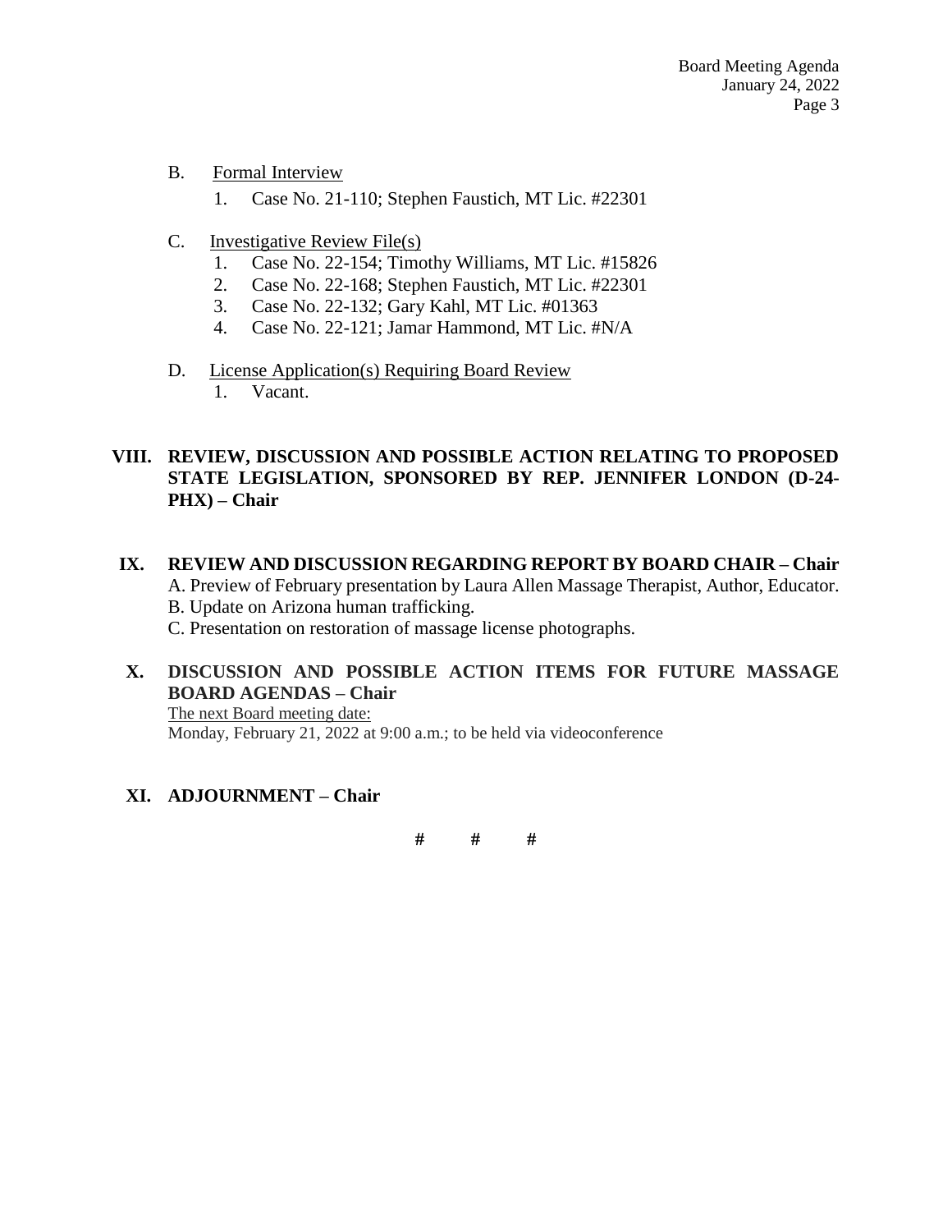B. Formal Interview

1. Case No. 21-110; Stephen Faustich, MT Lic. #22301

C. Investigative Review File(s)

1. Case No. 22-154; Timothy Williams, MT Lic. #15826
2. Case No. 22-168; Stephen Faustich, MT Lic. #22301
3. Case No. 22-132; Gary Kahl, MT Lic. #01363
4. Case No. 22-121; Jamar Hammond, MT Lic. #N/A

D. License Application(s) Requiring Board Review

1. Vacant.

**VIII. REVIEW, DISCUSSION AND POSSIBLE ACTION RELATING TO PROPOSED STATE LEGISLATION, SPONSORED BY REP. JENNIFER LONDON (D-24-PHX) – Chair**

**IX. REVIEW AND DISCUSSION REGARDING REPORT BY BOARD CHAIR – Chair**

A. Preview of February presentation by Laura Allen Massage Therapist, Author, Educator.
B. Update on Arizona human trafficking.
C. Presentation on restoration of massage license photographs.

**X. DISCUSSION AND POSSIBLE ACTION ITEMS FOR FUTURE MASSAGE BOARD AGENDAS – Chair**

The next Board meeting date:
Monday, February 21, 2022 at 9:00 a.m.; to be held via videoconference

**XI. ADJOURNMENT – Chair**

**# # #**